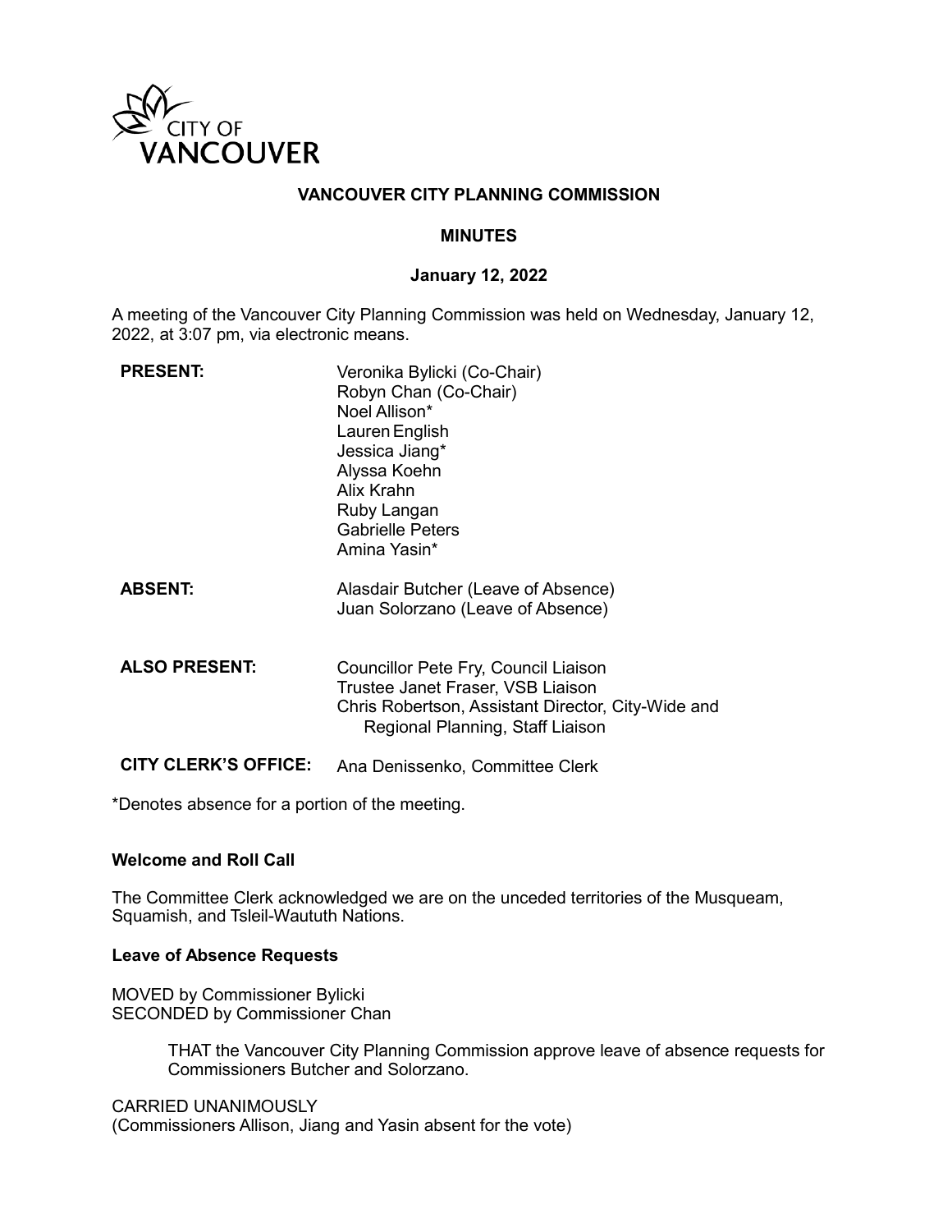CITY OF VANCOUVER

# VANCOUVER CITY PLANNING COMMISSION

## MINUTES

### January 12, 2022

A meeting of the Vancouver City Planning Commission was held on Wednesday, January 12, 2022, at 3:07 pm, via electronic means.

**PRESENT:**
Veronika Bylicki (Co-Chair)
Robyn Chan (Co-Chair)
Noel Allison*
Lauren English
Jessica Jiang*
Alyssa Koehn
Alix Krahn
Ruby Langan
Gabrielle Peters
Amina Yasin*

**ABSENT:**
Alasdair Butcher (Leave of Absence)
Juan Solorzano (Leave of Absence)

**ALSO PRESENT:**
Councillor Pete Fry, Council Liaison
Trustee Janet Fraser, VSB Liaison
Chris Robertson, Assistant Director, City-Wide and Regional Planning, Staff Liaison

**CITY CLERK'S OFFICE:** Ana Denissenko, Committee Clerk

*Denotes absence for a portion of the meeting.

**Welcome and Roll Call**

The Committee Clerk acknowledged we are on the unceded territories of the Musqueam, Squamish, and Tsleil-Waututh Nations.

**Leave of Absence Requests**

MOVED by Commissioner Bylicki
SECONDED by Commissioner Chan

> THAT the Vancouver City Planning Commission approve leave of absence requests for Commissioners Butcher and Solorzano.

CARRIED UNANIMOUSLY
(Commissioners Allison, Jiang and Yasin absent for the vote)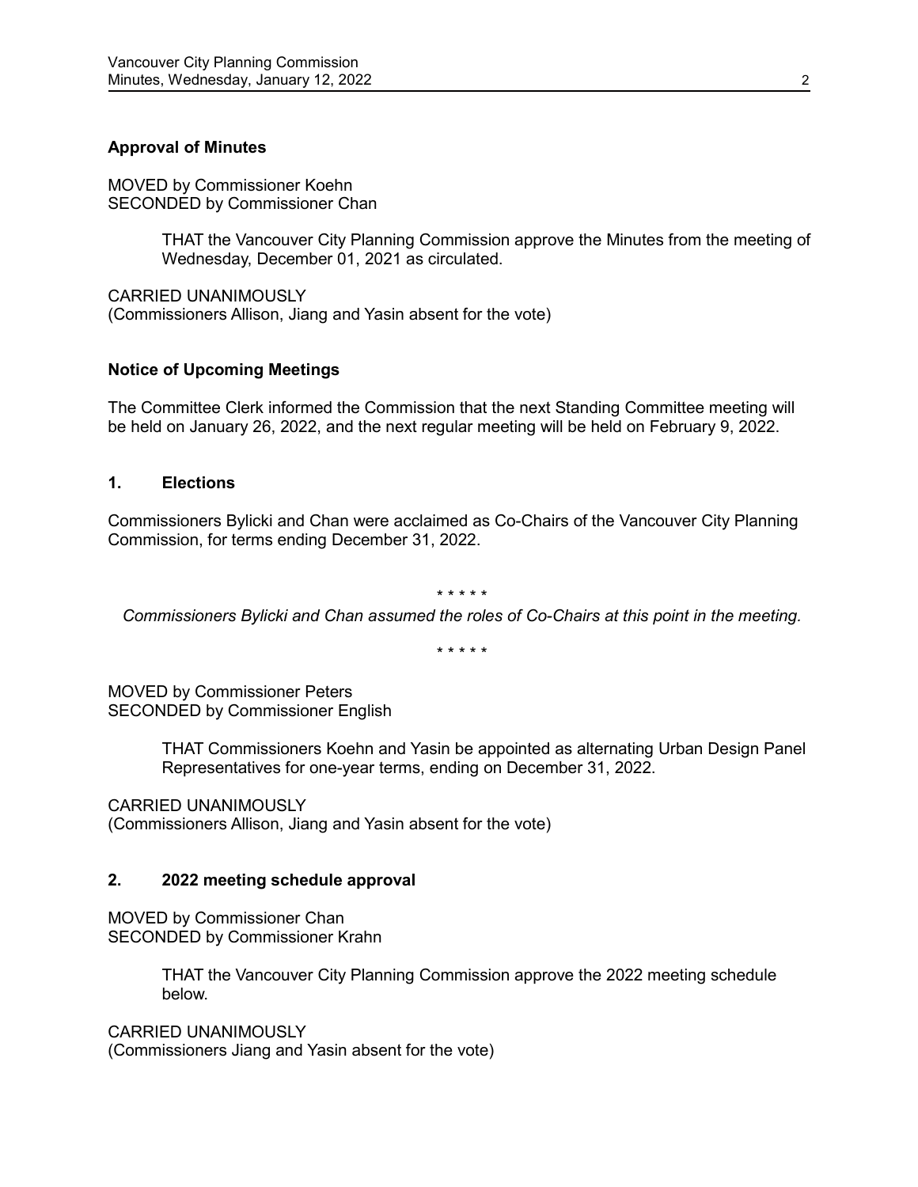**Approval of Minutes**

MOVED by Commissioner Koehn
SECONDED by Commissioner Chan

> THAT the Vancouver City Planning Commission approve the Minutes from the meeting of Wednesday, December 01, 2021 as circulated.

CARRIED UNANIMOUSLY
(Commissioners Allison, Jiang and Yasin absent for the vote)

**Notice of Upcoming Meetings**

The Committee Clerk informed the Commission that the next Standing Committee meeting will be held on January 26, 2022, and the next regular meeting will be held on February 9, 2022.

## 1. Elections

Commissioners Bylicki and Chan were acclaimed as Co-Chairs of the Vancouver City Planning Commission, for terms ending December 31, 2022.

\* \* \* \* \*

*Commissioners Bylicki and Chan assumed the roles of Co-Chairs at this point in the meeting.*

\* \* \* \* \*

MOVED by Commissioner Peters
SECONDED by Commissioner English

> THAT Commissioners Koehn and Yasin be appointed as alternating Urban Design Panel Representatives for one-year terms, ending on December 31, 2022.

CARRIED UNANIMOUSLY
(Commissioners Allison, Jiang and Yasin absent for the vote)

## 2. 2022 meeting schedule approval

MOVED by Commissioner Chan
SECONDED by Commissioner Krahn

> THAT the Vancouver City Planning Commission approve the 2022 meeting schedule below.

CARRIED UNANIMOUSLY
(Commissioners Jiang and Yasin absent for the vote)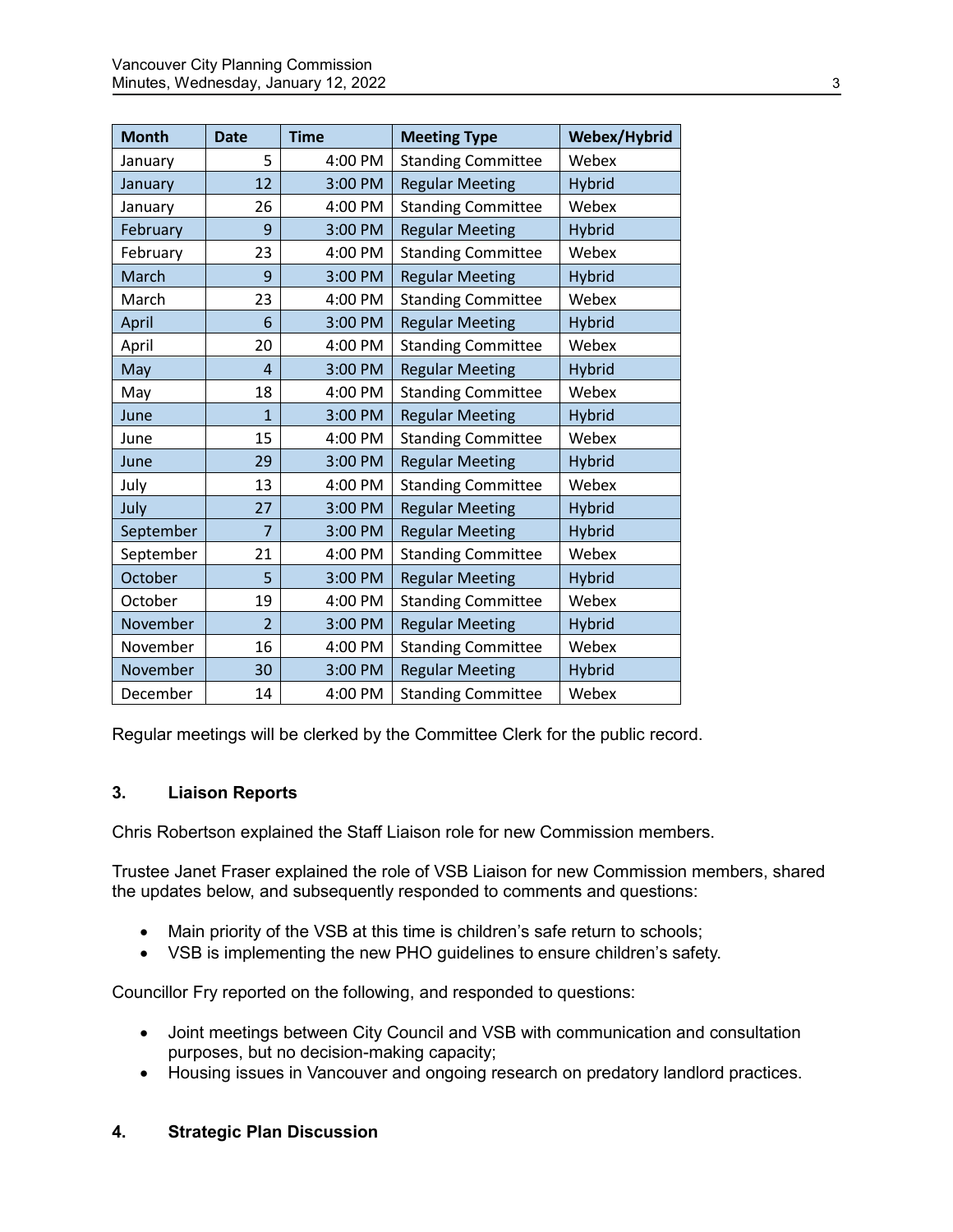| Month | Date | Time | Meeting Type | Webex/Hybrid |
| --- | --- | --- | --- | --- |
| January | 5 | 4:00 PM | Standing Committee | Webex |
| January | 12 | 3:00 PM | Regular Meeting | Hybrid |
| January | 26 | 4:00 PM | Standing Committee | Webex |
| February | 9 | 3:00 PM | Regular Meeting | Hybrid |
| February | 23 | 4:00 PM | Standing Committee | Webex |
| March | 9 | 3:00 PM | Regular Meeting | Hybrid |
| March | 23 | 4:00 PM | Standing Committee | Webex |
| April | 6 | 3:00 PM | Regular Meeting | Hybrid |
| April | 20 | 4:00 PM | Standing Committee | Webex |
| May | 4 | 3:00 PM | Regular Meeting | Hybrid |
| May | 18 | 4:00 PM | Standing Committee | Webex |
| June | 1 | 3:00 PM | Regular Meeting | Hybrid |
| June | 15 | 4:00 PM | Standing Committee | Webex |
| June | 29 | 3:00 PM | Regular Meeting | Hybrid |
| July | 13 | 4:00 PM | Standing Committee | Webex |
| July | 27 | 3:00 PM | Regular Meeting | Hybrid |
| September | 7 | 3:00 PM | Regular Meeting | Hybrid |
| September | 21 | 4:00 PM | Standing Committee | Webex |
| October | 5 | 3:00 PM | Regular Meeting | Hybrid |
| October | 19 | 4:00 PM | Standing Committee | Webex |
| November | 2 | 3:00 PM | Regular Meeting | Hybrid |
| November | 16 | 4:00 PM | Standing Committee | Webex |
| November | 30 | 3:00 PM | Regular Meeting | Hybrid |
| December | 14 | 4:00 PM | Standing Committee | Webex |

Regular meetings will be clerked by the Committee Clerk for the public record.

## 3. Liaison Reports

Chris Robertson explained the Staff Liaison role for new Commission members.

Trustee Janet Fraser explained the role of VSB Liaison for new Commission members, shared the updates below, and subsequently responded to comments and questions:

- Main priority of the VSB at this time is children's safe return to schools;
- VSB is implementing the new PHO guidelines to ensure children's safety.

Councillor Fry reported on the following, and responded to questions:

- Joint meetings between City Council and VSB with communication and consultation purposes, but no decision-making capacity;
- Housing issues in Vancouver and ongoing research on predatory landlord practices.

## 4. Strategic Plan Discussion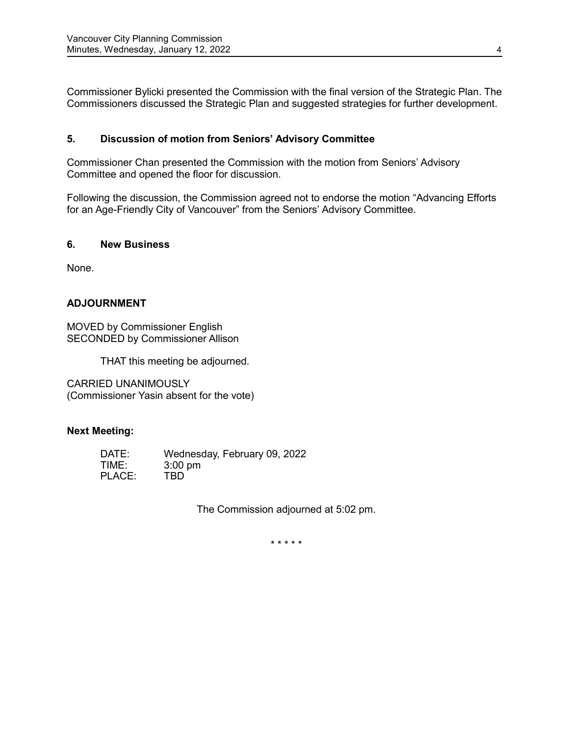Commissioner Bylicki presented the Commission with the final version of the Strategic Plan. The Commissioners discussed the Strategic Plan and suggested strategies for further development.

### 5. Discussion of motion from Seniors' Advisory Committee

Commissioner Chan presented the Commission with the motion from Seniors' Advisory Committee and opened the floor for discussion.

Following the discussion, the Commission agreed not to endorse the motion "Advancing Efforts for an Age-Friendly City of Vancouver" from the Seniors' Advisory Committee.

### 6. New Business

None.

### ADJOURNMENT

MOVED by Commissioner English
SECONDED by Commissioner Allison

THAT this meeting be adjourned.

CARRIED UNANIMOUSLY
(Commissioner Yasin absent for the vote)

**Next Meeting:**

DATE: Wednesday, February 09, 2022
TIME: 3:00 pm
PLACE: TBD

The Commission adjourned at 5:02 pm.

* * * * *